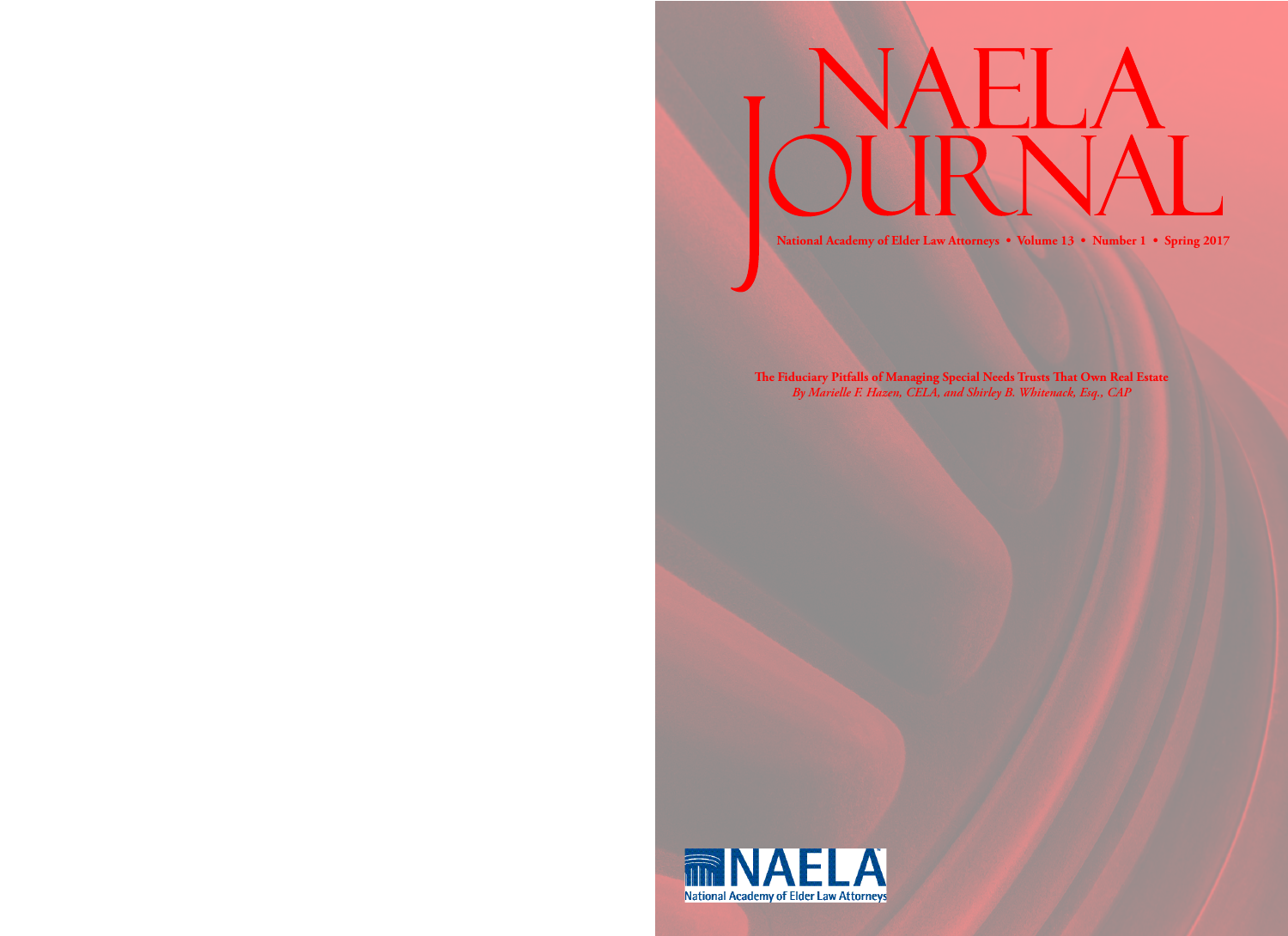# NAELA Journal

National Academy of Elder Law Attorneys • Volume 13 • Number 1 • Spring 2017

**The Fiduciary Pitfalls of Managing Special Needs Trusts That Own Real Estate**
*By Marielle F. Hazen, CELA, and Shirley B. Whitenack, Esq., CAP*

NAELA
National Academy of Elder Law Attorneys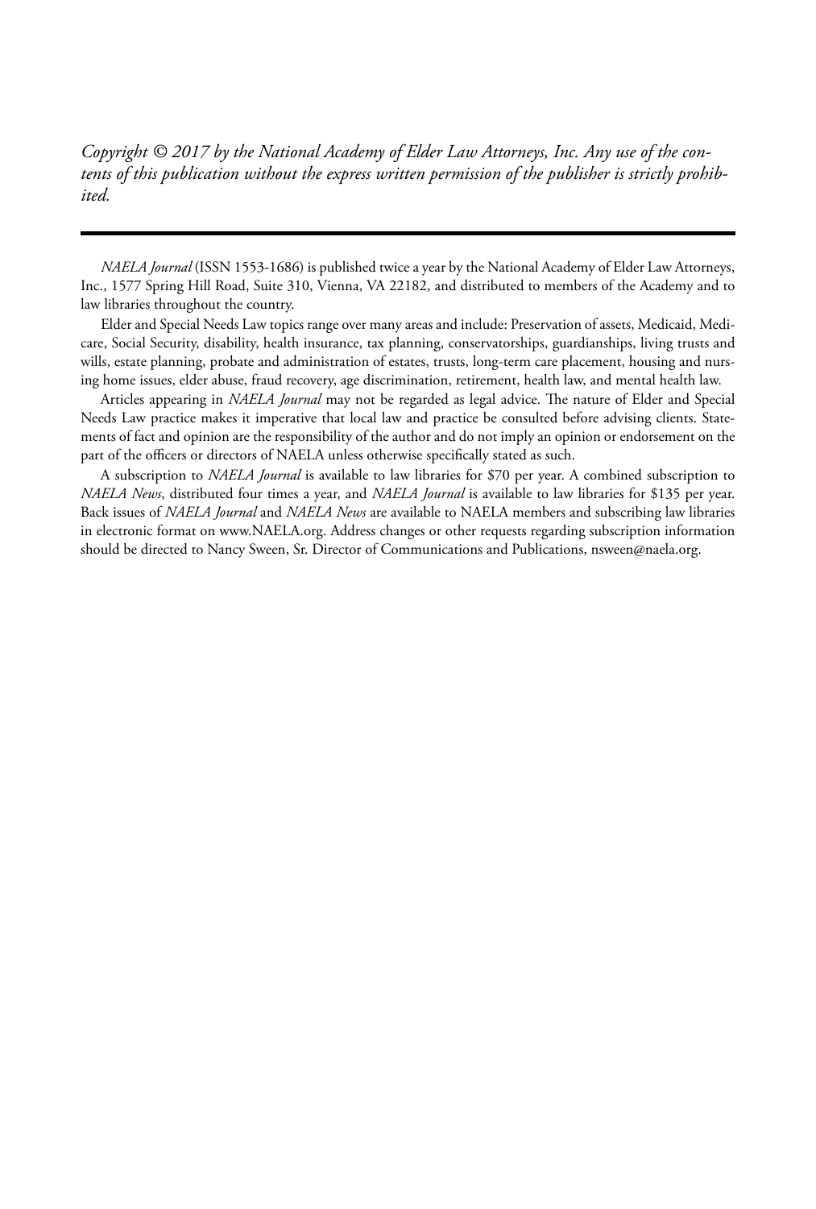*Copyright © 2017 by the National Academy of Elder Law Attorneys, Inc. Any use of the contents of this publication without the express written permission of the publisher is strictly prohibited.*

---

*NAELA Journal* (ISSN 1553-1686) is published twice a year by the National Academy of Elder Law Attorneys, Inc., 1577 Spring Hill Road, Suite 310, Vienna, VA 22182, and distributed to members of the Academy and to law libraries throughout the country.

Elder and Special Needs Law topics range over many areas and include: Preservation of assets, Medicaid, Medicare, Social Security, disability, health insurance, tax planning, conservatorships, guardianships, living trusts and wills, estate planning, probate and administration of estates, trusts, long-term care placement, housing and nursing home issues, elder abuse, fraud recovery, age discrimination, retirement, health law, and mental health law.

Articles appearing in *NAELA Journal* may not be regarded as legal advice. The nature of Elder and Special Needs Law practice makes it imperative that local law and practice be consulted before advising clients. Statements of fact and opinion are the responsibility of the author and do not imply an opinion or endorsement on the part of the officers or directors of NAELA unless otherwise specifically stated as such.

A subscription to *NAELA Journal* is available to law libraries for $70 per year. A combined subscription to *NAELA News*, distributed four times a year, and *NAELA Journal* is available to law libraries for $135 per year. Back issues of *NAELA Journal* and *NAELA News* are available to NAELA members and subscribing law libraries in electronic format on www.NAELA.org. Address changes or other requests regarding subscription information should be directed to Nancy Sween, Sr. Director of Communications and Publications, nsween@naela.org.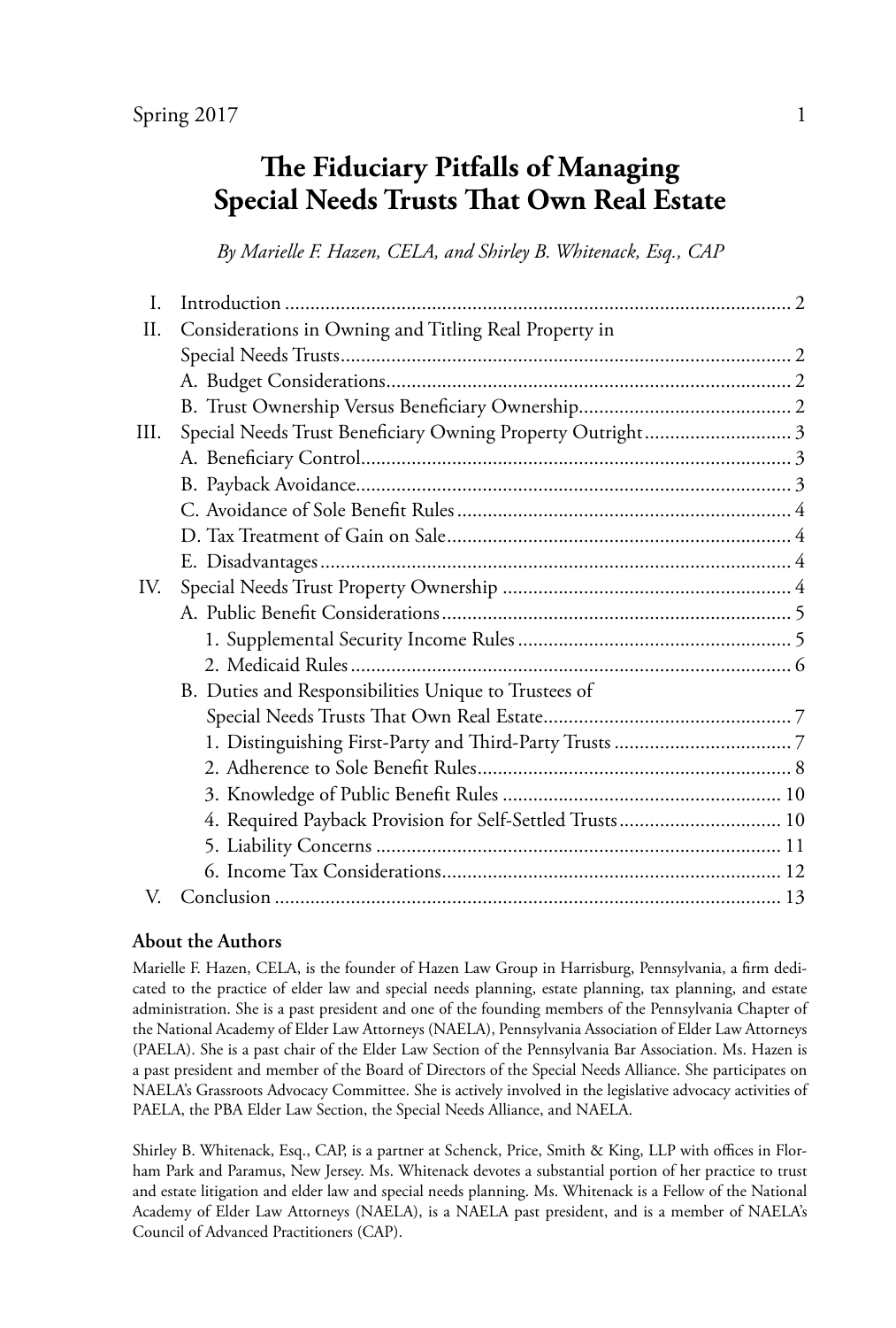# The Fiduciary Pitfalls of Managing Special Needs Trusts That Own Real Estate

*By Marielle F. Hazen, CELA, and Shirley B. Whitenack, Esq., CAP*

I. Introduction ............ 2

II. Considerations in Owning and Titling Real Property in Special Needs Trusts ............ 2

- A. Budget Considerations ............ 2
- B. Trust Ownership Versus Beneficiary Ownership ............ 2

III. Special Needs Trust Beneficiary Owning Property Outright ............ 3

- A. Beneficiary Control ............ 3
- B. Payback Avoidance ............ 3
- C. Avoidance of Sole Benefit Rules ............ 4
- D. Tax Treatment of Gain on Sale ............ 4
- E. Disadvantages ............ 4

IV. Special Needs Trust Property Ownership ............ 4

- A. Public Benefit Considerations ............ 5
  - 1. Supplemental Security Income Rules ............ 5
  - 2. Medicaid Rules ............ 6
- B. Duties and Responsibilities Unique to Trustees of Special Needs Trusts That Own Real Estate ............ 7
  - 1. Distinguishing First-Party and Third-Party Trusts ............ 7
  - 2. Adherence to Sole Benefit Rules ............ 8
  - 3. Knowledge of Public Benefit Rules ............ 10
  - 4. Required Payback Provision for Self-Settled Trusts ............ 10
  - 5. Liability Concerns ............ 11
  - 6. Income Tax Considerations ............ 12

V. Conclusion ............ 13

**About the Authors**

Marielle F. Hazen, CELA, is the founder of Hazen Law Group in Harrisburg, Pennsylvania, a firm dedicated to the practice of elder law and special needs planning, estate planning, tax planning, and estate administration. She is a past president and one of the founding members of the Pennsylvania Chapter of the National Academy of Elder Law Attorneys (NAELA), Pennsylvania Association of Elder Law Attorneys (PAELA). She is a past chair of the Elder Law Section of the Pennsylvania Bar Association. Ms. Hazen is a past president and member of the Board of Directors of the Special Needs Alliance. She participates on NAELA's Grassroots Advocacy Committee. She is actively involved in the legislative advocacy activities of PAELA, the PBA Elder Law Section, the Special Needs Alliance, and NAELA.

Shirley B. Whitenack, Esq., CAP, is a partner at Schenck, Price, Smith & King, LLP with offices in Florham Park and Paramus, New Jersey. Ms. Whitenack devotes a substantial portion of her practice to trust and estate litigation and elder law and special needs planning. Ms. Whitenack is a Fellow of the National Academy of Elder Law Attorneys (NAELA), is a NAELA past president, and is a member of NAELA's Council of Advanced Practitioners (CAP).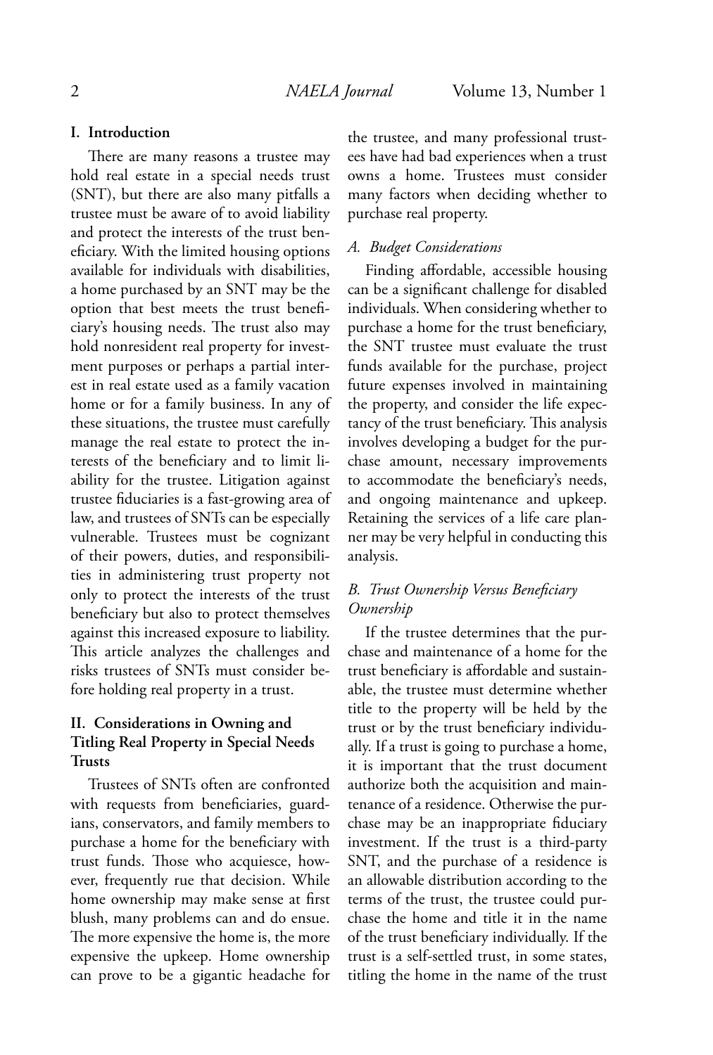## I. Introduction

There are many reasons a trustee may hold real estate in a special needs trust (SNT), but there are also many pitfalls a trustee must be aware of to avoid liability and protect the interests of the trust beneficiary. With the limited housing options available for individuals with disabilities, a home purchased by an SNT may be the option that best meets the trust beneficiary's housing needs. The trust also may hold nonresident real property for investment purposes or perhaps a partial interest in real estate used as a family vacation home or for a family business. In any of these situations, the trustee must carefully manage the real estate to protect the interests of the beneficiary and to limit liability for the trustee. Litigation against trustee fiduciaries is a fast-growing area of law, and trustees of SNTs can be especially vulnerable. Trustees must be cognizant of their powers, duties, and responsibilities in administering trust property not only to protect the interests of the trust beneficiary but also to protect themselves against this increased exposure to liability. This article analyzes the challenges and risks trustees of SNTs must consider before holding real property in a trust.

## II. Considerations in Owning and Titling Real Property in Special Needs Trusts

Trustees of SNTs often are confronted with requests from beneficiaries, guardians, conservators, and family members to purchase a home for the beneficiary with trust funds. Those who acquiesce, however, frequently rue that decision. While home ownership may make sense at first blush, many problems can and do ensue. The more expensive the home is, the more expensive the upkeep. Home ownership can prove to be a gigantic headache for the trustee, and many professional trustees have had bad experiences when a trust owns a home. Trustees must consider many factors when deciding whether to purchase real property.

### *A. Budget Considerations*

Finding affordable, accessible housing can be a significant challenge for disabled individuals. When considering whether to purchase a home for the trust beneficiary, the SNT trustee must evaluate the trust funds available for the purchase, project future expenses involved in maintaining the property, and consider the life expectancy of the trust beneficiary. This analysis involves developing a budget for the purchase amount, necessary improvements to accommodate the beneficiary's needs, and ongoing maintenance and upkeep. Retaining the services of a life care planner may be very helpful in conducting this analysis.

### *B. Trust Ownership Versus Beneficiary Ownership*

If the trustee determines that the purchase and maintenance of a home for the trust beneficiary is affordable and sustainable, the trustee must determine whether title to the property will be held by the trust or by the trust beneficiary individually. If a trust is going to purchase a home, it is important that the trust document authorize both the acquisition and maintenance of a residence. Otherwise the purchase may be an inappropriate fiduciary investment. If the trust is a third-party SNT, and the purchase of a residence is an allowable distribution according to the terms of the trust, the trustee could purchase the home and title it in the name of the trust beneficiary individually. If the trust is a self-settled trust, in some states, titling the home in the name of the trust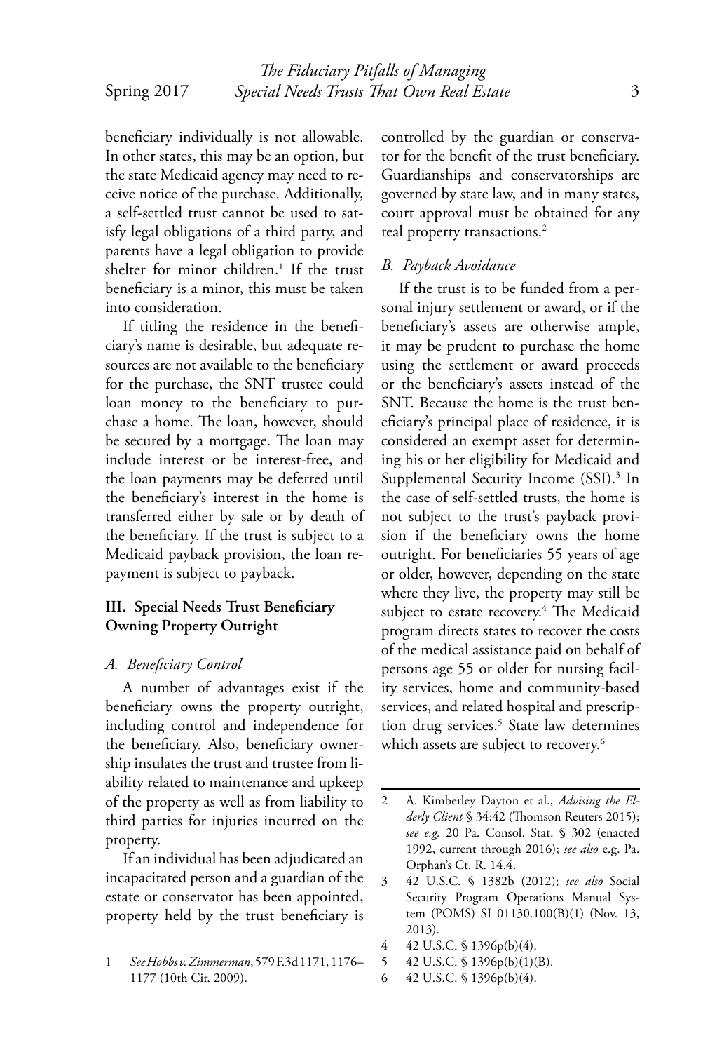beneficiary individually is not allowable. In other states, this may be an option, but the state Medicaid agency may need to receive notice of the purchase. Additionally, a self-settled trust cannot be used to satisfy legal obligations of a third party, and parents have a legal obligation to provide shelter for minor children.[1] If the trust beneficiary is a minor, this must be taken into consideration.

If titling the residence in the beneficiary's name is desirable, but adequate resources are not available to the beneficiary for the purchase, the SNT trustee could loan money to the beneficiary to purchase a home. The loan, however, should be secured by a mortgage. The loan may include interest or be interest-free, and the loan payments may be deferred until the beneficiary's interest in the home is transferred either by sale or by death of the beneficiary. If the trust is subject to a Medicaid payback provision, the loan repayment is subject to payback.

## III. Special Needs Trust Beneficiary Owning Property Outright

### *A. Beneficiary Control*

A number of advantages exist if the beneficiary owns the property outright, including control and independence for the beneficiary. Also, beneficiary ownership insulates the trust and trustee from liability related to maintenance and upkeep of the property as well as from liability to third parties for injuries incurred on the property.

If an individual has been adjudicated an incapacitated person and a guardian of the estate or conservator has been appointed, property held by the trust beneficiary is controlled by the guardian or conservator for the benefit of the trust beneficiary. Guardianships and conservatorships are governed by state law, and in many states, court approval must be obtained for any real property transactions.[2]

### *B. Payback Avoidance*

If the trust is to be funded from a personal injury settlement or award, or if the beneficiary's assets are otherwise ample, it may be prudent to purchase the home using the settlement or award proceeds or the beneficiary's assets instead of the SNT. Because the home is the trust beneficiary's principal place of residence, it is considered an exempt asset for determining his or her eligibility for Medicaid and Supplemental Security Income (SSI).[3] In the case of self-settled trusts, the home is not subject to the trust's payback provision if the beneficiary owns the home outright. For beneficiaries 55 years of age or older, however, depending on the state where they live, the property may still be subject to estate recovery.[4] The Medicaid program directs states to recover the costs of the medical assistance paid on behalf of persons age 55 or older for nursing facility services, home and community-based services, and related hospital and prescription drug services.[5] State law determines which assets are subject to recovery.[6]

---

1 *See Hobbs v. Zimmerman*, 579 F.3d 1171, 1176–1177 (10th Cir. 2009).

2 A. Kimberley Dayton et al., *Advising the Elderly Client* § 34:42 (Thomson Reuters 2015); *see e.g.* 20 Pa. Consol. Stat. § 302 (enacted 1992, current through 2016); *see also* e.g. Pa. Orphan's Ct. R. 14.4.

3 42 U.S.C. § 1382b (2012); *see also* Social Security Program Operations Manual System (POMS) SI 01130.100(B)(1) (Nov. 13, 2013).

4 42 U.S.C. § 1396p(b)(4).

5 42 U.S.C. § 1396p(b)(1)(B).

6 42 U.S.C. § 1396p(b)(4).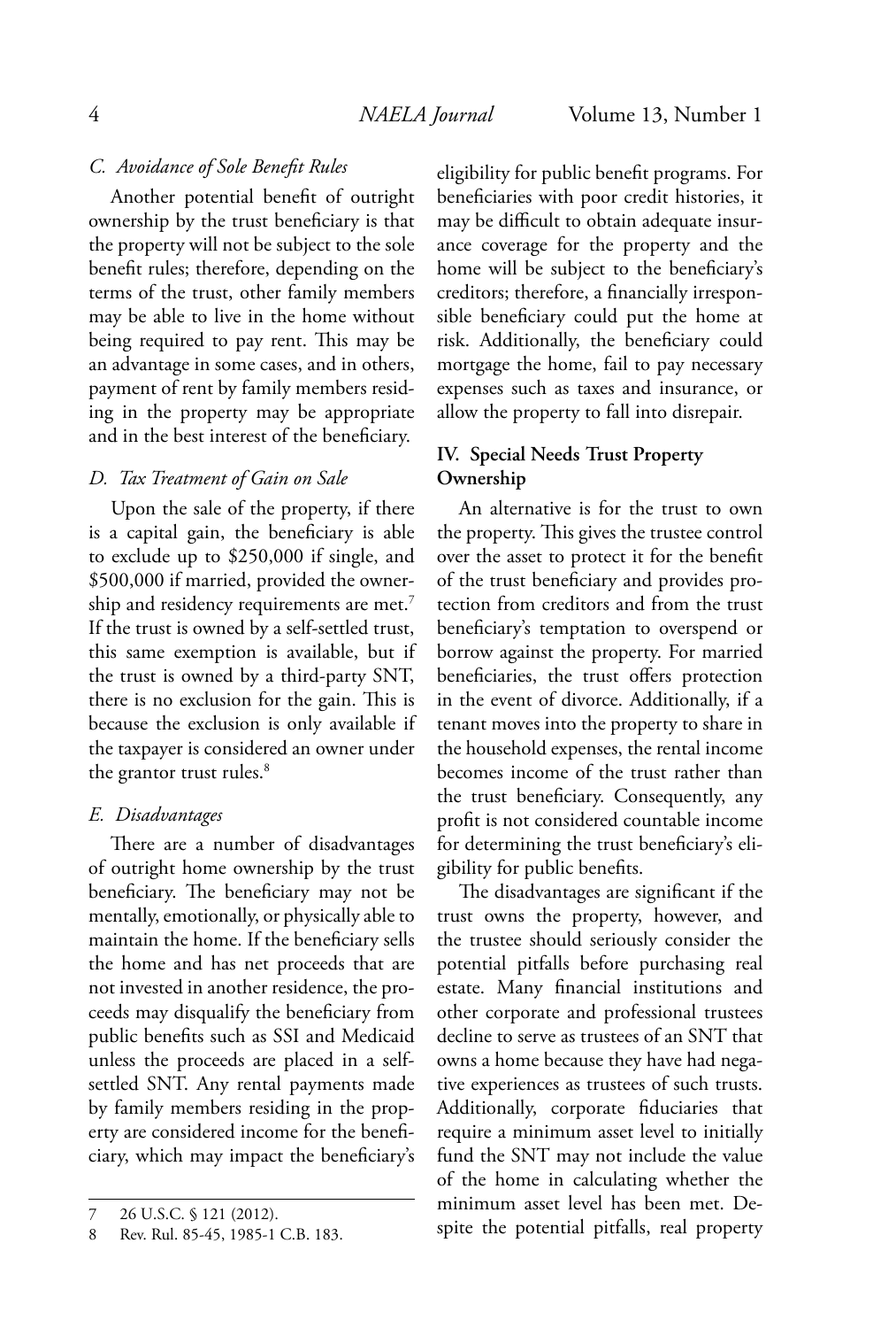### *C. Avoidance of Sole Benefit Rules*

Another potential benefit of outright ownership by the trust beneficiary is that the property will not be subject to the sole benefit rules; therefore, depending on the terms of the trust, other family members may be able to live in the home without being required to pay rent. This may be an advantage in some cases, and in others, payment of rent by family members residing in the property may be appropriate and in the best interest of the beneficiary.

### *D. Tax Treatment of Gain on Sale*

Upon the sale of the property, if there is a capital gain, the beneficiary is able to exclude up to $250,000 if single, and $500,000 if married, provided the ownership and residency requirements are met.[7] If the trust is owned by a self-settled trust, this same exemption is available, but if the trust is owned by a third-party SNT, there is no exclusion for the gain. This is because the exclusion is only available if the taxpayer is considered an owner under the grantor trust rules.[8]

### *E. Disadvantages*

There are a number of disadvantages of outright home ownership by the trust beneficiary. The beneficiary may not be mentally, emotionally, or physically able to maintain the home. If the beneficiary sells the home and has net proceeds that are not invested in another residence, the proceeds may disqualify the beneficiary from public benefits such as SSI and Medicaid unless the proceeds are placed in a self-settled SNT. Any rental payments made by family members residing in the property are considered income for the beneficiary, which may impact the beneficiary's eligibility for public benefit programs. For beneficiaries with poor credit histories, it may be difficult to obtain adequate insurance coverage for the property and the home will be subject to the beneficiary's creditors; therefore, a financially irresponsible beneficiary could put the home at risk. Additionally, the beneficiary could mortgage the home, fail to pay necessary expenses such as taxes and insurance, or allow the property to fall into disrepair.

## IV. Special Needs Trust Property Ownership

An alternative is for the trust to own the property. This gives the trustee control over the asset to protect it for the benefit of the trust beneficiary and provides protection from creditors and from the trust beneficiary's temptation to overspend or borrow against the property. For married beneficiaries, the trust offers protection in the event of divorce. Additionally, if a tenant moves into the property to share in the household expenses, the rental income becomes income of the trust rather than the trust beneficiary. Consequently, any profit is not considered countable income for determining the trust beneficiary's eligibility for public benefits.

The disadvantages are significant if the trust owns the property, however, and the trustee should seriously consider the potential pitfalls before purchasing real estate. Many financial institutions and other corporate and professional trustees decline to serve as trustees of an SNT that owns a home because they have had negative experiences as trustees of such trusts. Additionally, corporate fiduciaries that require a minimum asset level to initially fund the SNT may not include the value of the home in calculating whether the minimum asset level has been met. Despite the potential pitfalls, real property

---

7 26 U.S.C. § 121 (2012).

8 Rev. Rul. 85-45, 1985-1 C.B. 183.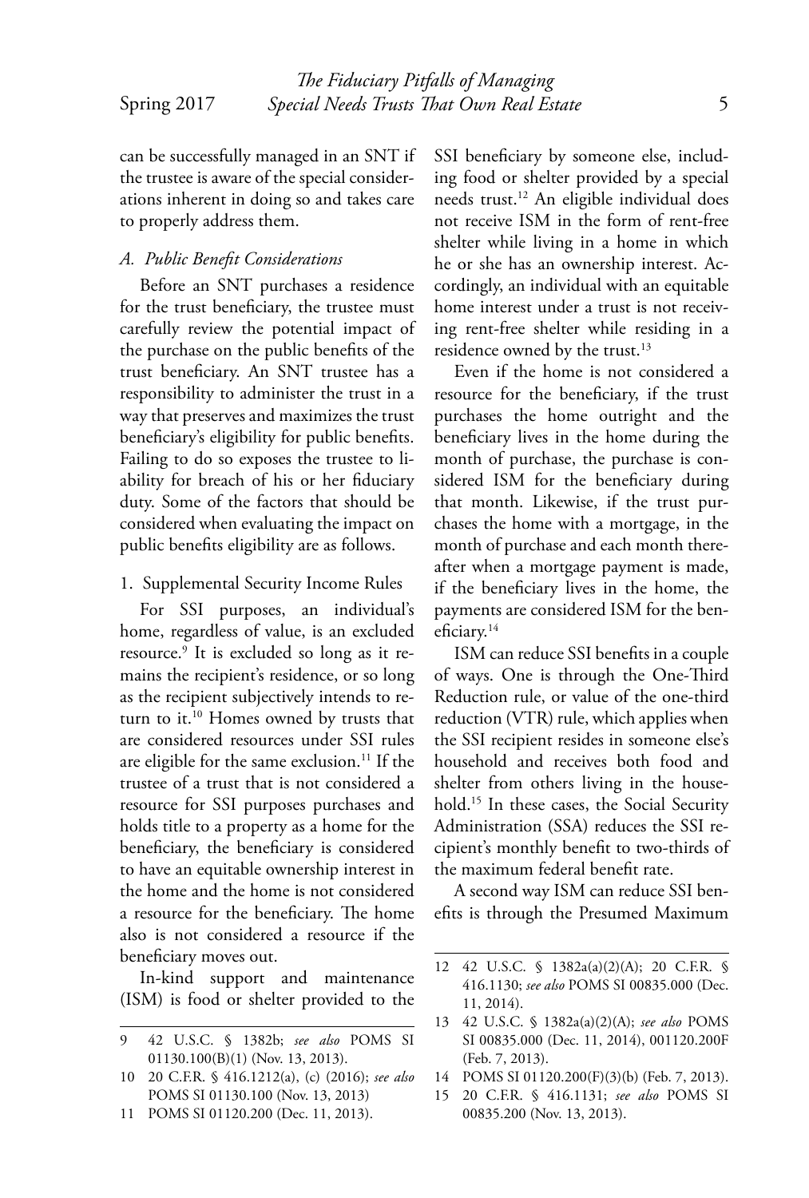can be successfully managed in an SNT if the trustee is aware of the special considerations inherent in doing so and takes care to properly address them.

### *A. Public Benefit Considerations*

Before an SNT purchases a residence for the trust beneficiary, the trustee must carefully review the potential impact of the purchase on the public benefits of the trust beneficiary. An SNT trustee has a responsibility to administer the trust in a way that preserves and maximizes the trust beneficiary's eligibility for public benefits. Failing to do so exposes the trustee to liability for breach of his or her fiduciary duty. Some of the factors that should be considered when evaluating the impact on public benefits eligibility are as follows.

#### 1. Supplemental Security Income Rules

For SSI purposes, an individual's home, regardless of value, is an excluded resource.[9] It is excluded so long as it remains the recipient's residence, or so long as the recipient subjectively intends to return to it.[10] Homes owned by trusts that are considered resources under SSI rules are eligible for the same exclusion.[11] If the trustee of a trust that is not considered a resource for SSI purposes purchases and holds title to a property as a home for the beneficiary, the beneficiary is considered to have an equitable ownership interest in the home and the home is not considered a resource for the beneficiary. The home also is not considered a resource if the beneficiary moves out.

In-kind support and maintenance (ISM) is food or shelter provided to the SSI beneficiary by someone else, including food or shelter provided by a special needs trust.[12] An eligible individual does not receive ISM in the form of rent-free shelter while living in a home in which he or she has an ownership interest. Accordingly, an individual with an equitable home interest under a trust is not receiving rent-free shelter while residing in a residence owned by the trust.[13]

Even if the home is not considered a resource for the beneficiary, if the trust purchases the home outright and the beneficiary lives in the home during the month of purchase, the purchase is considered ISM for the beneficiary during that month. Likewise, if the trust purchases the home with a mortgage, in the month of purchase and each month thereafter when a mortgage payment is made, if the beneficiary lives in the home, the payments are considered ISM for the beneficiary.[14]

ISM can reduce SSI benefits in a couple of ways. One is through the One-Third Reduction rule, or value of the one-third reduction (VTR) rule, which applies when the SSI recipient resides in someone else's household and receives both food and shelter from others living in the household.[15] In these cases, the Social Security Administration (SSA) reduces the SSI recipient's monthly benefit to two-thirds of the maximum federal benefit rate.

A second way ISM can reduce SSI benefits is through the Presumed Maximum

---

9 42 U.S.C. § 1382b; *see also* POMS SI 01130.100(B)(1) (Nov. 13, 2013).

10 20 C.F.R. § 416.1212(a), (c) (2016); *see also* POMS SI 01130.100 (Nov. 13, 2013)

11 POMS SI 01120.200 (Dec. 11, 2013).

12 42 U.S.C. § 1382a(a)(2)(A); 20 C.F.R. § 416.1130; *see also* POMS SI 00835.000 (Dec. 11, 2014).

13 42 U.S.C. § 1382a(a)(2)(A); *see also* POMS SI 00835.000 (Dec. 11, 2014), 001120.200F (Feb. 7, 2013).

14 POMS SI 01120.200(F)(3)(b) (Feb. 7, 2013).

15 20 C.F.R. § 416.1131; *see also* POMS SI 00835.200 (Nov. 13, 2013).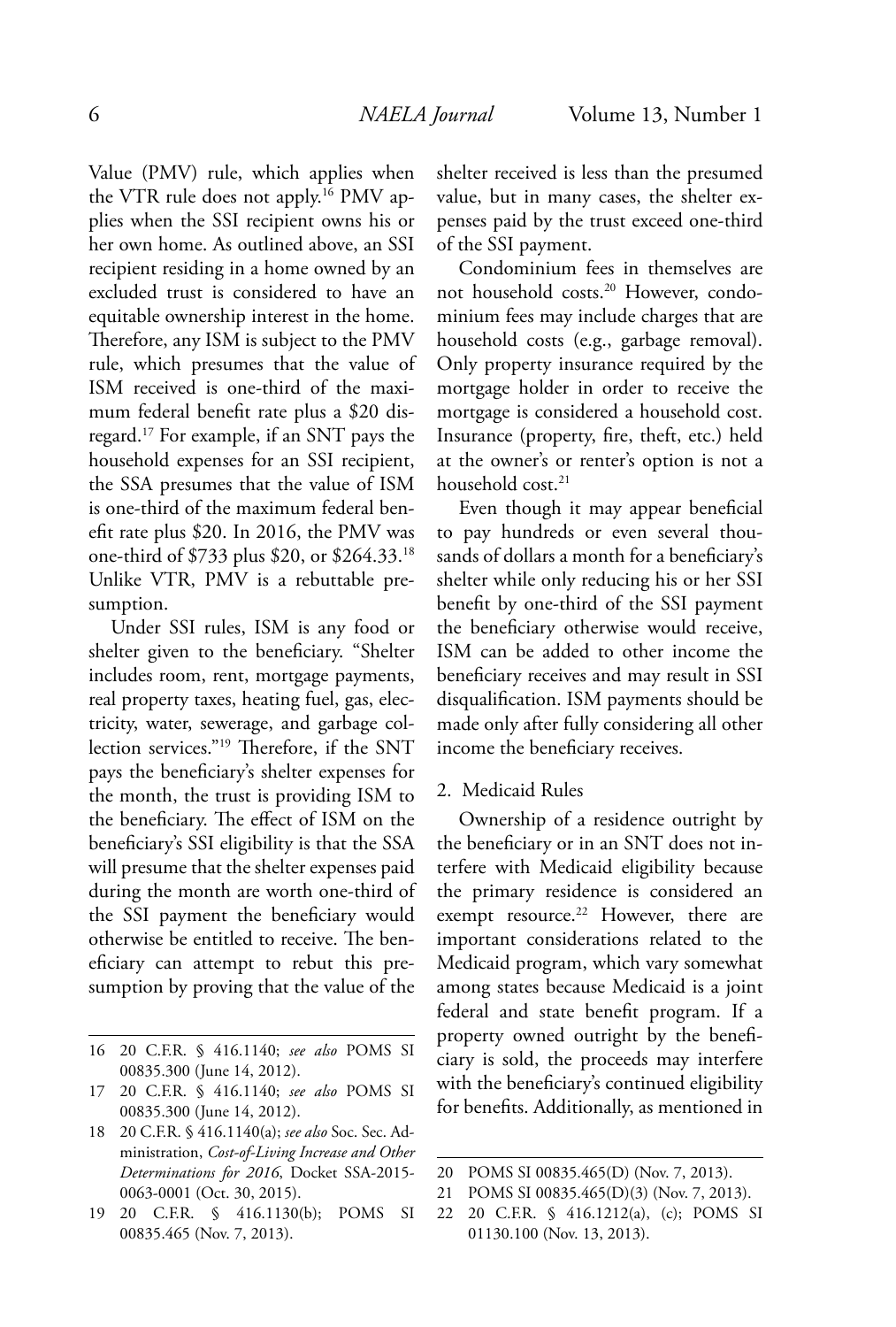Value (PMV) rule, which applies when the VTR rule does not apply.[16] PMV applies when the SSI recipient owns his or her own home. As outlined above, an SSI recipient residing in a home owned by an excluded trust is considered to have an equitable ownership interest in the home. Therefore, any ISM is subject to the PMV rule, which presumes that the value of ISM received is one-third of the maximum federal benefit rate plus a $20 disregard.[17] For example, if an SNT pays the household expenses for an SSI recipient, the SSA presumes that the value of ISM is one-third of the maximum federal benefit rate plus $20. In 2016, the PMV was one-third of $733 plus $20, or $264.33.[18] Unlike VTR, PMV is a rebuttable presumption.

Under SSI rules, ISM is any food or shelter given to the beneficiary. "Shelter includes room, rent, mortgage payments, real property taxes, heating fuel, gas, electricity, water, sewerage, and garbage collection services."[19] Therefore, if the SNT pays the beneficiary's shelter expenses for the month, the trust is providing ISM to the beneficiary. The effect of ISM on the beneficiary's SSI eligibility is that the SSA will presume that the shelter expenses paid during the month are worth one-third of the SSI payment the beneficiary would otherwise be entitled to receive. The beneficiary can attempt to rebut this presumption by proving that the value of the shelter received is less than the presumed value, but in many cases, the shelter expenses paid by the trust exceed one-third of the SSI payment.

Condominium fees in themselves are not household costs.[20] However, condominium fees may include charges that are household costs (e.g., garbage removal). Only property insurance required by the mortgage holder in order to receive the mortgage is considered a household cost. Insurance (property, fire, theft, etc.) held at the owner's or renter's option is not a household cost.[21]

Even though it may appear beneficial to pay hundreds or even several thousands of dollars a month for a beneficiary's shelter while only reducing his or her SSI benefit by one-third of the SSI payment the beneficiary otherwise would receive, ISM can be added to other income the beneficiary receives and may result in SSI disqualification. ISM payments should be made only after fully considering all other income the beneficiary receives.

2. Medicaid Rules

Ownership of a residence outright by the beneficiary or in an SNT does not interfere with Medicaid eligibility because the primary residence is considered an exempt resource.[22] However, there are important considerations related to the Medicaid program, which vary somewhat among states because Medicaid is a joint federal and state benefit program. If a property owned outright by the beneficiary is sold, the proceeds may interfere with the beneficiary's continued eligibility for benefits. Additionally, as mentioned in

---

16 20 C.F.R. § 416.1140; *see also* POMS SI 00835.300 (June 14, 2012).

17 20 C.F.R. § 416.1140; *see also* POMS SI 00835.300 (June 14, 2012).

18 20 C.F.R. § 416.1140(a); *see also* Soc. Sec. Administration, *Cost-of-Living Increase and Other Determinations for 2016*, Docket SSA-2015-0063-0001 (Oct. 30, 2015).

19 20 C.F.R. § 416.1130(b); POMS SI 00835.465 (Nov. 7, 2013).

20 POMS SI 00835.465(D) (Nov. 7, 2013).

21 POMS SI 00835.465(D)(3) (Nov. 7, 2013).

22 20 C.F.R. § 416.1212(a), (c); POMS SI 01130.100 (Nov. 13, 2013).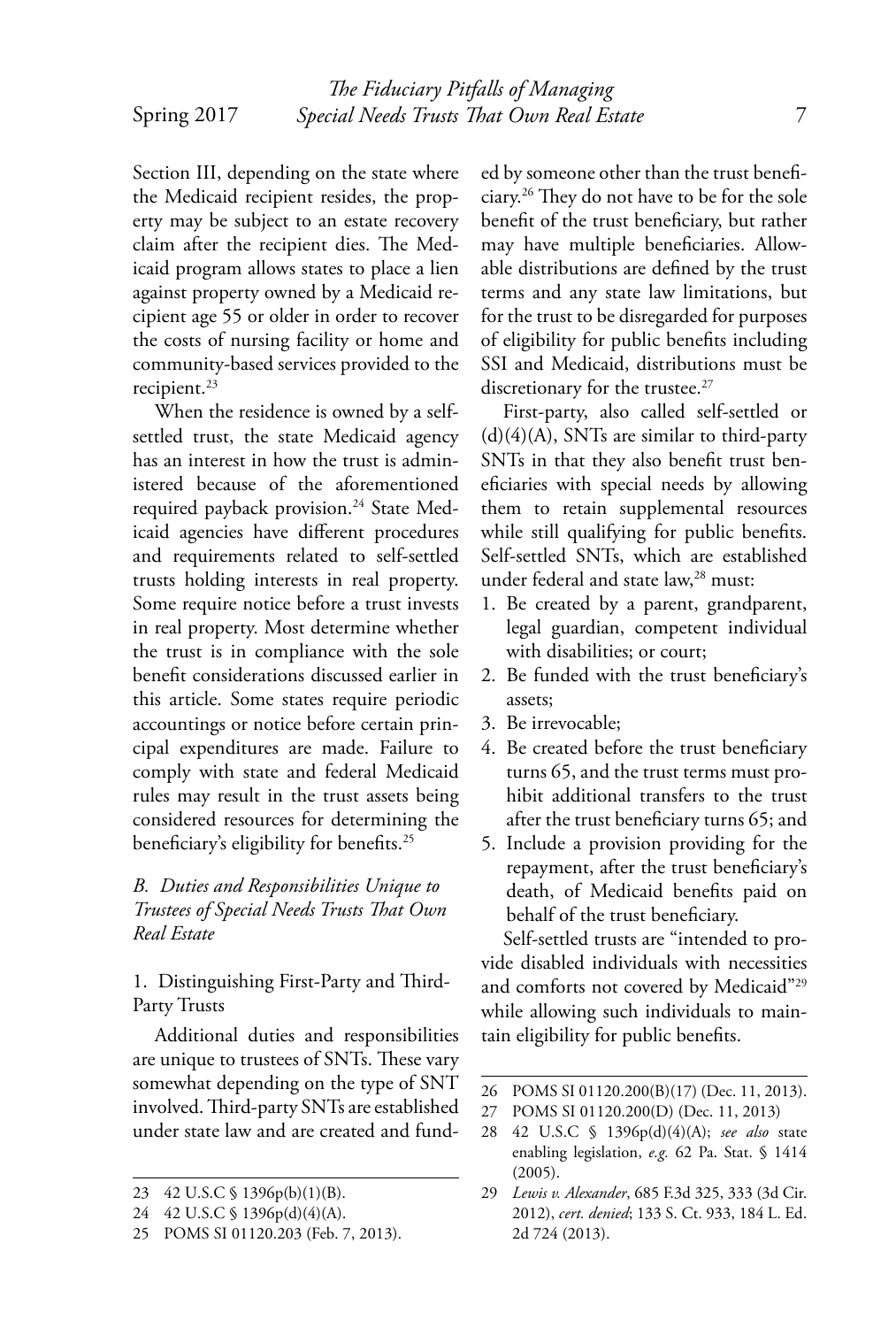Section III, depending on the state where the Medicaid recipient resides, the property may be subject to an estate recovery claim after the recipient dies. The Medicaid program allows states to place a lien against property owned by a Medicaid recipient age 55 or older in order to recover the costs of nursing facility or home and community-based services provided to the recipient.[23]

When the residence is owned by a self-settled trust, the state Medicaid agency has an interest in how the trust is administered because of the aforementioned required payback provision.[24] State Medicaid agencies have different procedures and requirements related to self-settled trusts holding interests in real property. Some require notice before a trust invests in real property. Most determine whether the trust is in compliance with the sole benefit considerations discussed earlier in this article. Some states require periodic accountings or notice before certain principal expenditures are made. Failure to comply with state and federal Medicaid rules may result in the trust assets being considered resources for determining the beneficiary's eligibility for benefits.[25]

### *B. Duties and Responsibilities Unique to Trustees of Special Needs Trusts That Own Real Estate*

#### 1. Distinguishing First-Party and Third-Party Trusts

Additional duties and responsibilities are unique to trustees of SNTs. These vary somewhat depending on the type of SNT involved. Third-party SNTs are established under state law and are created and funded by someone other than the trust beneficiary.[26] They do not have to be for the sole benefit of the trust beneficiary, but rather may have multiple beneficiaries. Allowable distributions are defined by the trust terms and any state law limitations, but for the trust to be disregarded for purposes of eligibility for public benefits including SSI and Medicaid, distributions must be discretionary for the trustee.[27]

First-party, also called self-settled or (d)(4)(A), SNTs are similar to third-party SNTs in that they also benefit trust beneficiaries with special needs by allowing them to retain supplemental resources while still qualifying for public benefits. Self-settled SNTs, which are established under federal and state law,[28] must:

1. Be created by a parent, grandparent, legal guardian, competent individual with disabilities; or court;
2. Be funded with the trust beneficiary's assets;
3. Be irrevocable;
4. Be created before the trust beneficiary turns 65, and the trust terms must prohibit additional transfers to the trust after the trust beneficiary turns 65; and
5. Include a provision providing for the repayment, after the trust beneficiary's death, of Medicaid benefits paid on behalf of the trust beneficiary.

Self-settled trusts are "intended to provide disabled individuals with necessities and comforts not covered by Medicaid"[29] while allowing such individuals to maintain eligibility for public benefits.

---

23 42 U.S.C § 1396p(b)(1)(B).

24 42 U.S.C § 1396p(d)(4)(A).

25 POMS SI 01120.203 (Feb. 7, 2013).

26 POMS SI 01120.200(B)(17) (Dec. 11, 2013).

27 POMS SI 01120.200(D) (Dec. 11, 2013)

28 42 U.S.C § 1396p(d)(4)(A); *see also* state enabling legislation, *e.g.* 62 Pa. Stat. § 1414 (2005).

29 *Lewis v. Alexander*, 685 F.3d 325, 333 (3d Cir. 2012), *cert. denied*; 133 S. Ct. 933, 184 L. Ed. 2d 724 (2013).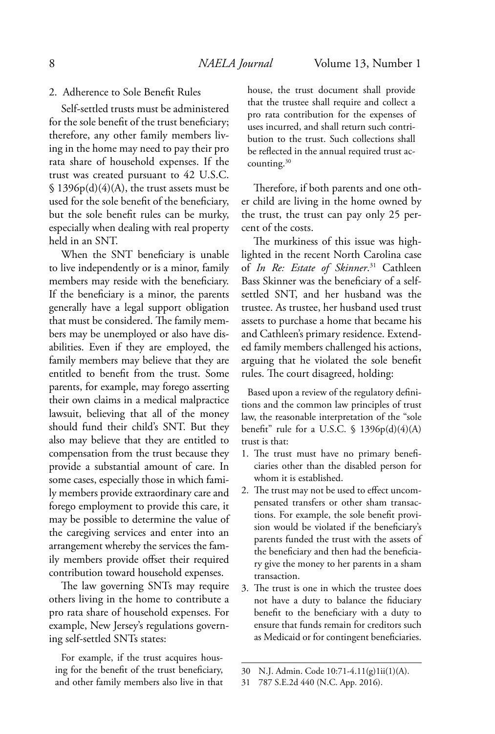2. Adherence to Sole Benefit Rules

Self-settled trusts must be administered for the sole benefit of the trust beneficiary; therefore, any other family members living in the home may need to pay their pro rata share of household expenses. If the trust was created pursuant to 42 U.S.C. § 1396p(d)(4)(A), the trust assets must be used for the sole benefit of the beneficiary, but the sole benefit rules can be murky, especially when dealing with real property held in an SNT.

When the SNT beneficiary is unable to live independently or is a minor, family members may reside with the beneficiary. If the beneficiary is a minor, the parents generally have a legal support obligation that must be considered. The family members may be unemployed or also have disabilities. Even if they are employed, the family members may believe that they are entitled to benefit from the trust. Some parents, for example, may forego asserting their own claims in a medical malpractice lawsuit, believing that all of the money should fund their child's SNT. But they also may believe that they are entitled to compensation from the trust because they provide a substantial amount of care. In some cases, especially those in which family members provide extraordinary care and forego employment to provide this care, it may be possible to determine the value of the caregiving services and enter into an arrangement whereby the services the family members provide offset their required contribution toward household expenses.

The law governing SNTs may require others living in the home to contribute a pro rata share of household expenses. For example, New Jersey's regulations governing self-settled SNTs states:

> For example, if the trust acquires housing for the benefit of the trust beneficiary, and other family members also live in that house, the trust document shall provide that the trustee shall require and collect a pro rata contribution for the expenses of uses incurred, and shall return such contribution to the trust. Such collections shall be reflected in the annual required trust accounting.[30]

Therefore, if both parents and one other child are living in the home owned by the trust, the trust can pay only 25 percent of the costs.

The murkiness of this issue was highlighted in the recent North Carolina case of *In Re: Estate of Skinner*.[31] Cathleen Bass Skinner was the beneficiary of a self-settled SNT, and her husband was the trustee. As trustee, her husband used trust assets to purchase a home that became his and Cathleen's primary residence. Extended family members challenged his actions, arguing that he violated the sole benefit rules. The court disagreed, holding:

> Based upon a review of the regulatory definitions and the common law principles of trust law, the reasonable interpretation of the "sole benefit" rule for a U.S.C. § 1396p(d)(4)(A) trust is that:
>
> 1. The trust must have no primary beneficiaries other than the disabled person for whom it is established.
> 2. The trust may not be used to effect uncompensated transfers or other sham transactions. For example, the sole benefit provision would be violated if the beneficiary's parents funded the trust with the assets of the beneficiary and then had the beneficiary give the money to her parents in a sham transaction.
> 3. The trust is one in which the trustee does not have a duty to balance the fiduciary benefit to the beneficiary with a duty to ensure that funds remain for creditors such as Medicaid or for contingent beneficiaries.

---

30 N.J. Admin. Code 10:71-4.11(g)1ii(1)(A).

31 787 S.E.2d 440 (N.C. App. 2016).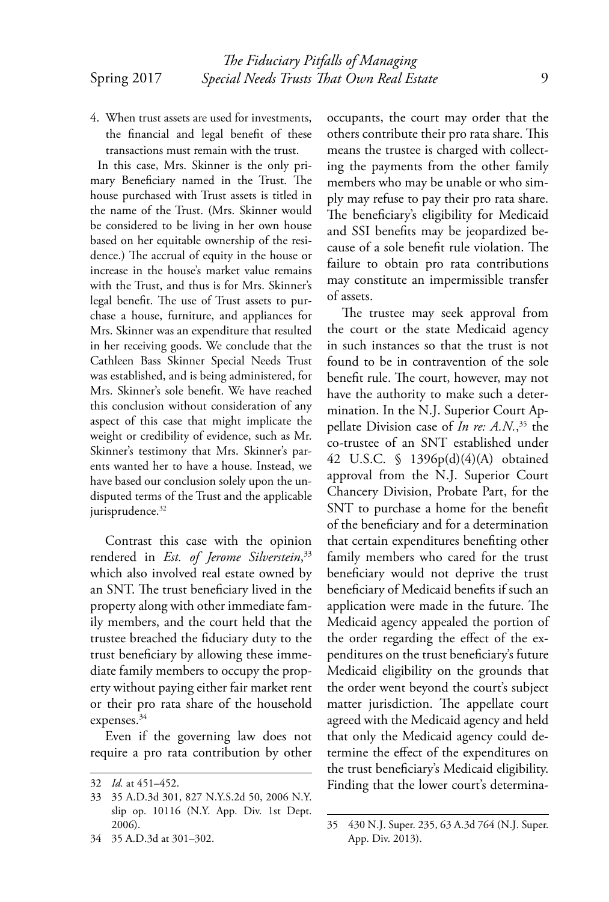4. When trust assets are used for investments, the financial and legal benefit of these transactions must remain with the trust.

In this case, Mrs. Skinner is the only primary Beneficiary named in the Trust. The house purchased with Trust assets is titled in the name of the Trust. (Mrs. Skinner would be considered to be living in her own house based on her equitable ownership of the residence.) The accrual of equity in the house or increase in the house's market value remains with the Trust, and thus is for Mrs. Skinner's legal benefit. The use of Trust assets to purchase a house, furniture, and appliances for Mrs. Skinner was an expenditure that resulted in her receiving goods. We conclude that the Cathleen Bass Skinner Special Needs Trust was established, and is being administered, for Mrs. Skinner's sole benefit. We have reached this conclusion without consideration of any aspect of this case that might implicate the weight or credibility of evidence, such as Mr. Skinner's testimony that Mrs. Skinner's parents wanted her to have a house. Instead, we have based our conclusion solely upon the undisputed terms of the Trust and the applicable jurisprudence.[32]

Contrast this case with the opinion rendered in *Est. of Jerome Silverstein*,[33] which also involved real estate owned by an SNT. The trust beneficiary lived in the property along with other immediate family members, and the court held that the trustee breached the fiduciary duty to the trust beneficiary by allowing these immediate family members to occupy the property without paying either fair market rent or their pro rata share of the household expenses.[34]

Even if the governing law does not require a pro rata contribution by other occupants, the court may order that the others contribute their pro rata share. This means the trustee is charged with collecting the payments from the other family members who may be unable or who simply may refuse to pay their pro rata share. The beneficiary's eligibility for Medicaid and SSI benefits may be jeopardized because of a sole benefit rule violation. The failure to obtain pro rata contributions may constitute an impermissible transfer of assets.

The trustee may seek approval from the court or the state Medicaid agency in such instances so that the trust is not found to be in contravention of the sole benefit rule. The court, however, may not have the authority to make such a determination. In the N.J. Superior Court Appellate Division case of *In re: A.N.*,[35] the co-trustee of an SNT established under 42 U.S.C. § 1396p(d)(4)(A) obtained approval from the N.J. Superior Court Chancery Division, Probate Part, for the SNT to purchase a home for the benefit of the beneficiary and for a determination that certain expenditures benefiting other family members who cared for the trust beneficiary would not deprive the trust beneficiary of Medicaid benefits if such an application were made in the future. The Medicaid agency appealed the portion of the order regarding the effect of the expenditures on the trust beneficiary's future Medicaid eligibility on the grounds that the order went beyond the court's subject matter jurisdiction. The appellate court agreed with the Medicaid agency and held that only the Medicaid agency could determine the effect of the expenditures on the trust beneficiary's Medicaid eligibility. Finding that the lower court's determina-

---

32 *Id.* at 451–452.

33 35 A.D.3d 301, 827 N.Y.S.2d 50, 2006 N.Y. slip op. 10116 (N.Y. App. Div. 1st Dept. 2006).

34 35 A.D.3d at 301–302.

35 430 N.J. Super. 235, 63 A.3d 764 (N.J. Super. App. Div. 2013).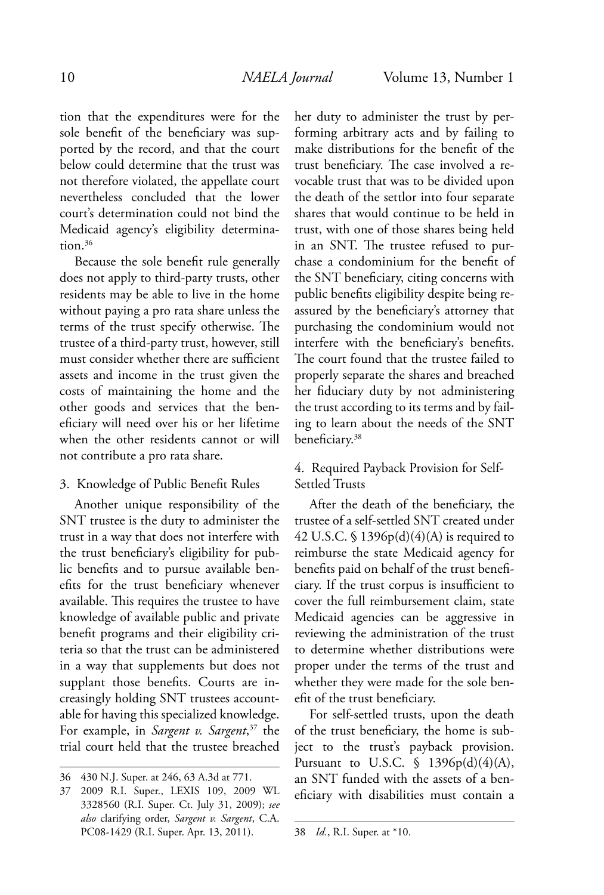tion that the expenditures were for the sole benefit of the beneficiary was supported by the record, and that the court below could determine that the trust was not therefore violated, the appellate court nevertheless concluded that the lower court's determination could not bind the Medicaid agency's eligibility determination.[36]

Because the sole benefit rule generally does not apply to third-party trusts, other residents may be able to live in the home without paying a pro rata share unless the terms of the trust specify otherwise. The trustee of a third-party trust, however, still must consider whether there are sufficient assets and income in the trust given the costs of maintaining the home and the other goods and services that the beneficiary will need over his or her lifetime when the other residents cannot or will not contribute a pro rata share.

### 3. Knowledge of Public Benefit Rules

Another unique responsibility of the SNT trustee is the duty to administer the trust in a way that does not interfere with the trust beneficiary's eligibility for public benefits and to pursue available benefits for the trust beneficiary whenever available. This requires the trustee to have knowledge of available public and private benefit programs and their eligibility criteria so that the trust can be administered in a way that supplements but does not supplant those benefits. Courts are increasingly holding SNT trustees accountable for having this specialized knowledge. For example, in *Sargent v. Sargent*,[37] the trial court held that the trustee breached her duty to administer the trust by performing arbitrary acts and by failing to make distributions for the benefit of the trust beneficiary. The case involved a revocable trust that was to be divided upon the death of the settlor into four separate shares that would continue to be held in trust, with one of those shares being held in an SNT. The trustee refused to purchase a condominium for the benefit of the SNT beneficiary, citing concerns with public benefits eligibility despite being reassured by the beneficiary's attorney that purchasing the condominium would not interfere with the beneficiary's benefits. The court found that the trustee failed to properly separate the shares and breached her fiduciary duty by not administering the trust according to its terms and by failing to learn about the needs of the SNT beneficiary.[38]

### 4. Required Payback Provision for Self-Settled Trusts

After the death of the beneficiary, the trustee of a self-settled SNT created under 42 U.S.C. § 1396p(d)(4)(A) is required to reimburse the state Medicaid agency for benefits paid on behalf of the trust beneficiary. If the trust corpus is insufficient to cover the full reimbursement claim, state Medicaid agencies can be aggressive in reviewing the administration of the trust to determine whether distributions were proper under the terms of the trust and whether they were made for the sole benefit of the trust beneficiary.

For self-settled trusts, upon the death of the trust beneficiary, the home is subject to the trust's payback provision. Pursuant to U.S.C. § 1396p(d)(4)(A), an SNT funded with the assets of a beneficiary with disabilities must contain a

---

36 430 N.J. Super. at 246, 63 A.3d at 771.

37 2009 R.I. Super., LEXIS 109, 2009 WL 3328560 (R.I. Super. Ct. July 31, 2009); *see also* clarifying order, *Sargent v. Sargent*, C.A. PC08-1429 (R.I. Super. Apr. 13, 2011).

38 *Id.*, R.I. Super. at *10.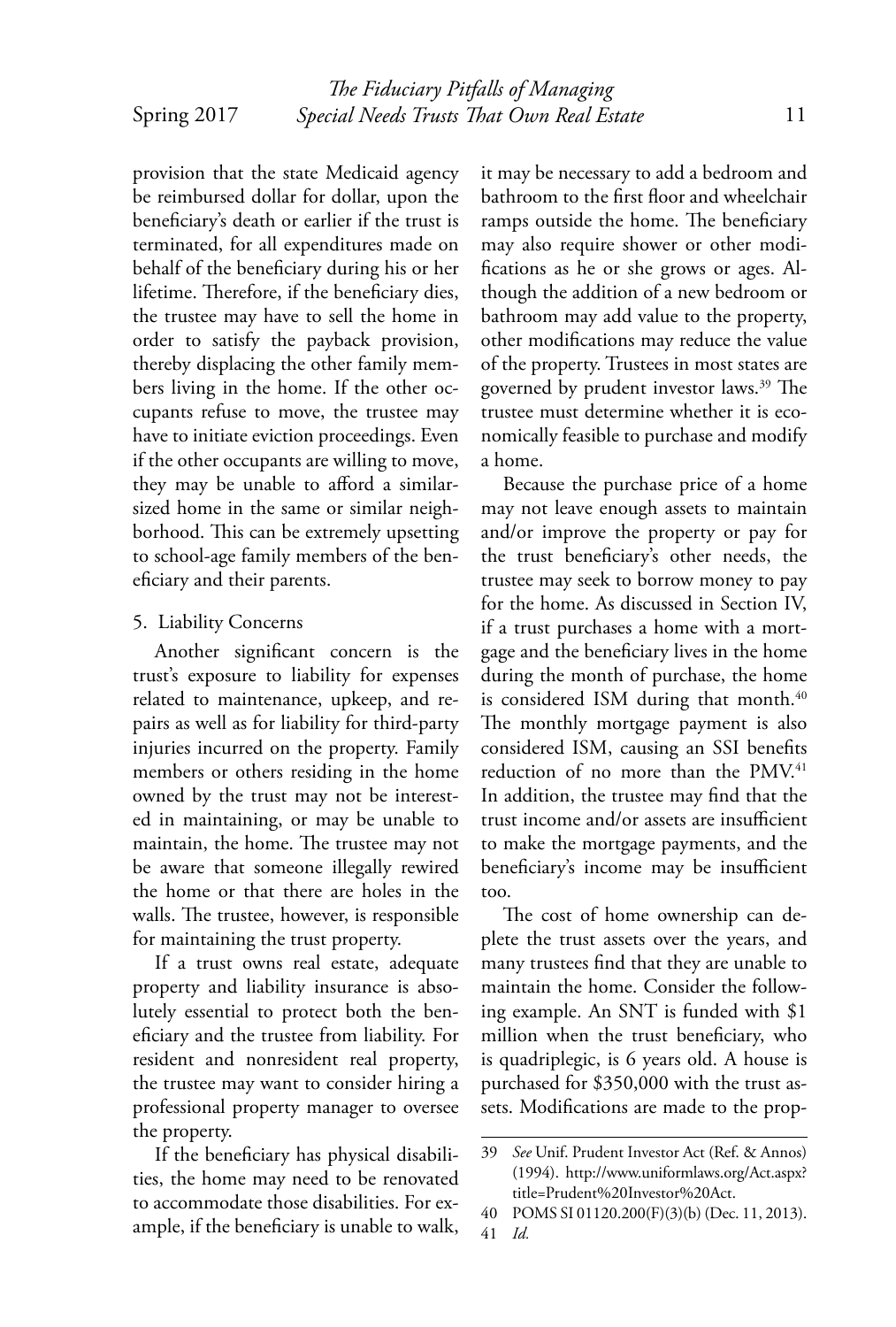provision that the state Medicaid agency be reimbursed dollar for dollar, upon the beneficiary's death or earlier if the trust is terminated, for all expenditures made on behalf of the beneficiary during his or her lifetime. Therefore, if the beneficiary dies, the trustee may have to sell the home in order to satisfy the payback provision, thereby displacing the other family members living in the home. If the other occupants refuse to move, the trustee may have to initiate eviction proceedings. Even if the other occupants are willing to move, they may be unable to afford a similar-sized home in the same or similar neighborhood. This can be extremely upsetting to school-age family members of the beneficiary and their parents.

### 5. Liability Concerns

Another significant concern is the trust's exposure to liability for expenses related to maintenance, upkeep, and repairs as well as for liability for third-party injuries incurred on the property. Family members or others residing in the home owned by the trust may not be interested in maintaining, or may be unable to maintain, the home. The trustee may not be aware that someone illegally rewired the home or that there are holes in the walls. The trustee, however, is responsible for maintaining the trust property.

If a trust owns real estate, adequate property and liability insurance is absolutely essential to protect both the beneficiary and the trustee from liability. For resident and nonresident real property, the trustee may want to consider hiring a professional property manager to oversee the property.

If the beneficiary has physical disabilities, the home may need to be renovated to accommodate those disabilities. For example, if the beneficiary is unable to walk, it may be necessary to add a bedroom and bathroom to the first floor and wheelchair ramps outside the home. The beneficiary may also require shower or other modifications as he or she grows or ages. Although the addition of a new bedroom or bathroom may add value to the property, other modifications may reduce the value of the property. Trustees in most states are governed by prudent investor laws.[39] The trustee must determine whether it is economically feasible to purchase and modify a home.

Because the purchase price of a home may not leave enough assets to maintain and/or improve the property or pay for the trust beneficiary's other needs, the trustee may seek to borrow money to pay for the home. As discussed in Section IV, if a trust purchases a home with a mortgage and the beneficiary lives in the home during the month of purchase, the home is considered ISM during that month.[40] The monthly mortgage payment is also considered ISM, causing an SSI benefits reduction of no more than the PMV.[41] In addition, the trustee may find that the trust income and/or assets are insufficient to make the mortgage payments, and the beneficiary's income may be insufficient too.

The cost of home ownership can deplete the trust assets over the years, and many trustees find that they are unable to maintain the home. Consider the following example. An SNT is funded with $1 million when the trust beneficiary, who is quadriplegic, is 6 years old. A house is purchased for $350,000 with the trust assets. Modifications are made to the prop-

---

39 *See* Unif. Prudent Investor Act (Ref. & Annos) (1994). http://www.uniformlaws.org/Act.aspx?title=Prudent%20Investor%20Act.

40 POMS SI 01120.200(F)(3)(b) (Dec. 11, 2013).

41 *Id.*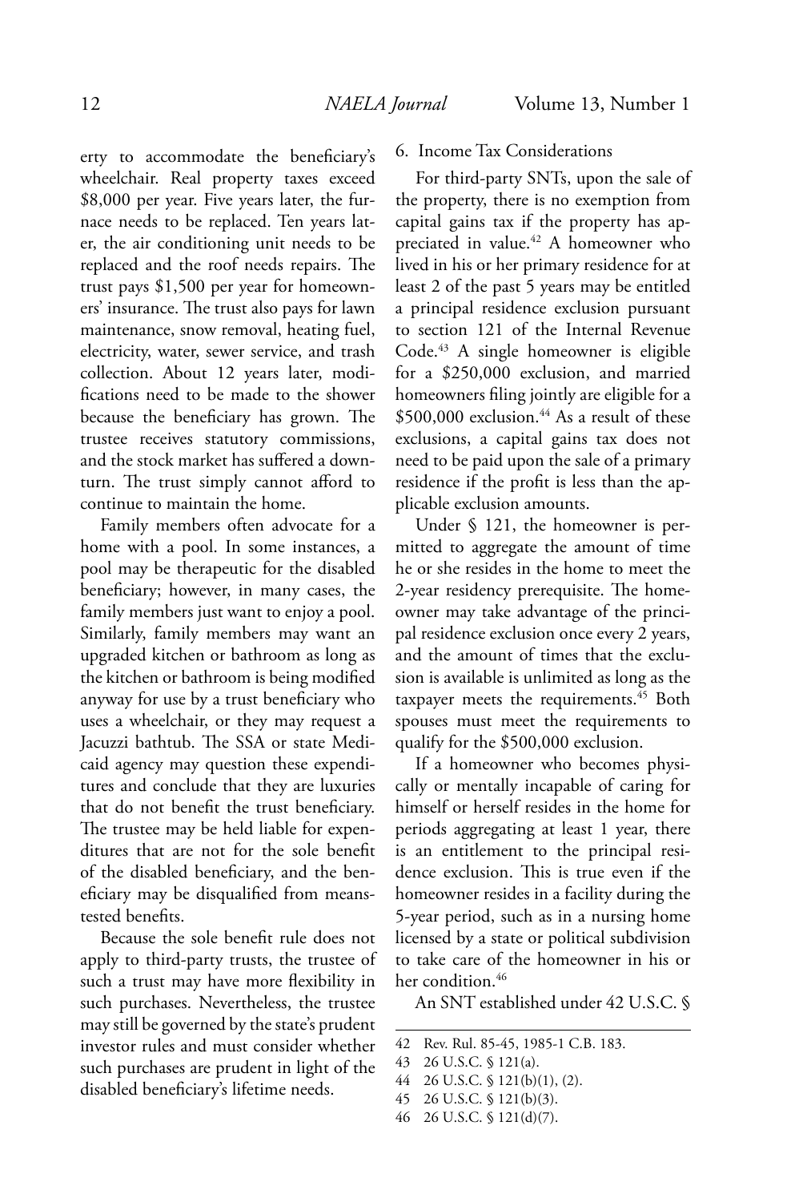erty to accommodate the beneficiary's wheelchair. Real property taxes exceed $8,000 per year. Five years later, the furnace needs to be replaced. Ten years later, the air conditioning unit needs to be replaced and the roof needs repairs. The trust pays $1,500 per year for homeowners' insurance. The trust also pays for lawn maintenance, snow removal, heating fuel, electricity, water, sewer service, and trash collection. About 12 years later, modifications need to be made to the shower because the beneficiary has grown. The trustee receives statutory commissions, and the stock market has suffered a downturn. The trust simply cannot afford to continue to maintain the home.

Family members often advocate for a home with a pool. In some instances, a pool may be therapeutic for the disabled beneficiary; however, in many cases, the family members just want to enjoy a pool. Similarly, family members may want an upgraded kitchen or bathroom as long as the kitchen or bathroom is being modified anyway for use by a trust beneficiary who uses a wheelchair, or they may request a Jacuzzi bathtub. The SSA or state Medicaid agency may question these expenditures and conclude that they are luxuries that do not benefit the trust beneficiary. The trustee may be held liable for expenditures that are not for the sole benefit of the disabled beneficiary, and the beneficiary may be disqualified from means-tested benefits.

Because the sole benefit rule does not apply to third-party trusts, the trustee of such a trust may have more flexibility in such purchases. Nevertheless, the trustee may still be governed by the state's prudent investor rules and must consider whether such purchases are prudent in light of the disabled beneficiary's lifetime needs.

6. Income Tax Considerations

For third-party SNTs, upon the sale of the property, there is no exemption from capital gains tax if the property has appreciated in value.[42] A homeowner who lived in his or her primary residence for at least 2 of the past 5 years may be entitled a principal residence exclusion pursuant to section 121 of the Internal Revenue Code.[43] A single homeowner is eligible for a $250,000 exclusion, and married homeowners filing jointly are eligible for a $500,000 exclusion.[44] As a result of these exclusions, a capital gains tax does not need to be paid upon the sale of a primary residence if the profit is less than the applicable exclusion amounts.

Under § 121, the homeowner is permitted to aggregate the amount of time he or she resides in the home to meet the 2-year residency prerequisite. The homeowner may take advantage of the principal residence exclusion once every 2 years, and the amount of times that the exclusion is available is unlimited as long as the taxpayer meets the requirements.[45] Both spouses must meet the requirements to qualify for the $500,000 exclusion.

If a homeowner who becomes physically or mentally incapable of caring for himself or herself resides in the home for periods aggregating at least 1 year, there is an entitlement to the principal residence exclusion. This is true even if the homeowner resides in a facility during the 5-year period, such as in a nursing home licensed by a state or political subdivision to take care of the homeowner in his or her condition.[46]

An SNT established under 42 U.S.C. §

---

42 Rev. Rul. 85-45, 1985-1 C.B. 183.

43 26 U.S.C. § 121(a).

44 26 U.S.C. § 121(b)(1), (2).

45 26 U.S.C. § 121(b)(3).

46 26 U.S.C. § 121(d)(7).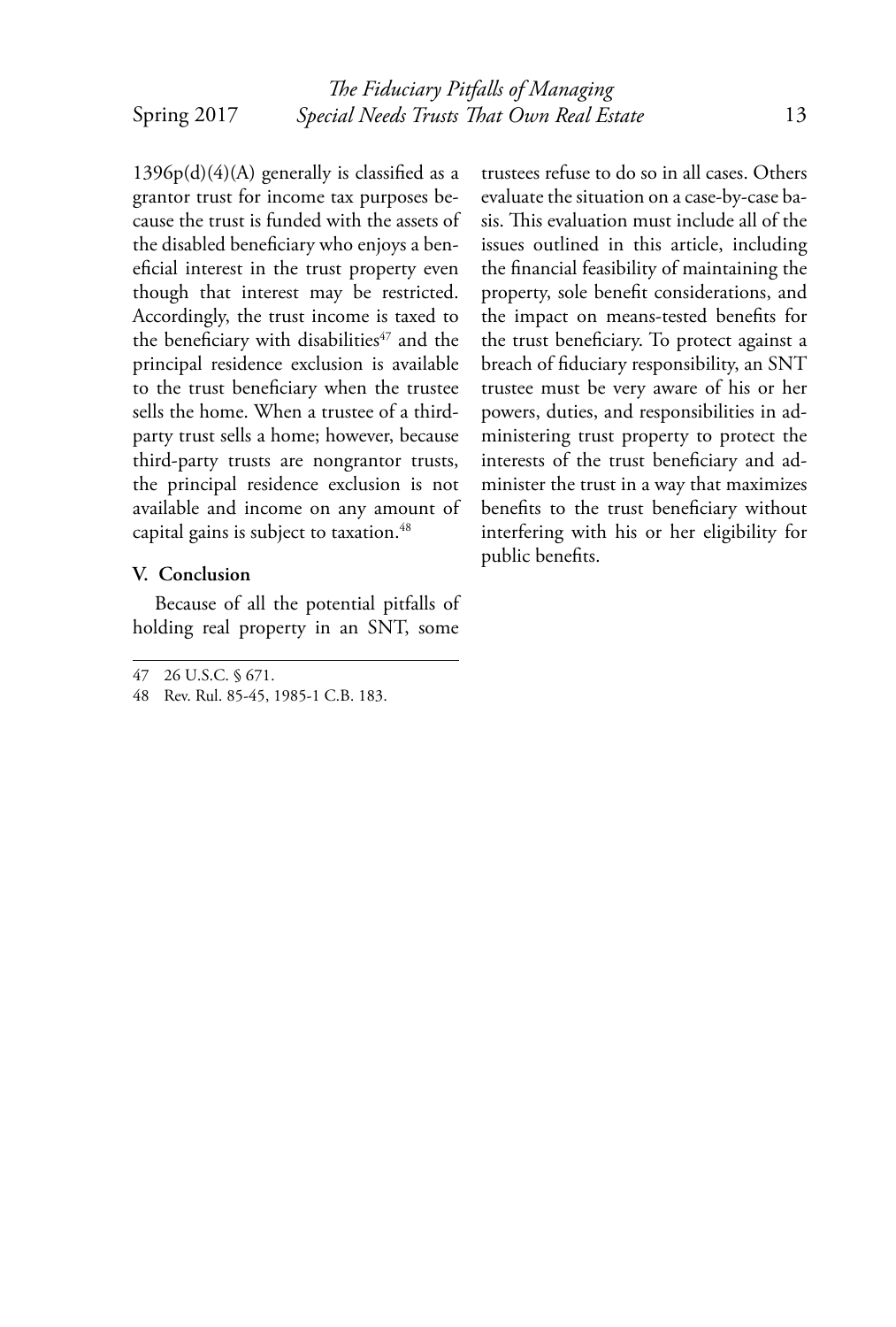1396p(d)(4)(A) generally is classified as a grantor trust for income tax purposes because the trust is funded with the assets of the disabled beneficiary who enjoys a beneficial interest in the trust property even though that interest may be restricted. Accordingly, the trust income is taxed to the beneficiary with disabilities[47] and the principal residence exclusion is available to the trust beneficiary when the trustee sells the home. When a trustee of a third-party trust sells a home; however, because third-party trusts are nongrantor trusts, the principal residence exclusion is not available and income on any amount of capital gains is subject to taxation.[48]

## V. Conclusion

Because of all the potential pitfalls of holding real property in an SNT, some trustees refuse to do so in all cases. Others evaluate the situation on a case-by-case basis. This evaluation must include all of the issues outlined in this article, including the financial feasibility of maintaining the property, sole benefit considerations, and the impact on means-tested benefits for the trust beneficiary. To protect against a breach of fiduciary responsibility, an SNT trustee must be very aware of his or her powers, duties, and responsibilities in administering trust property to protect the interests of the trust beneficiary and administer the trust in a way that maximizes benefits to the trust beneficiary without interfering with his or her eligibility for public benefits.

---

47 26 U.S.C. § 671.

48 Rev. Rul. 85-45, 1985-1 C.B. 183.